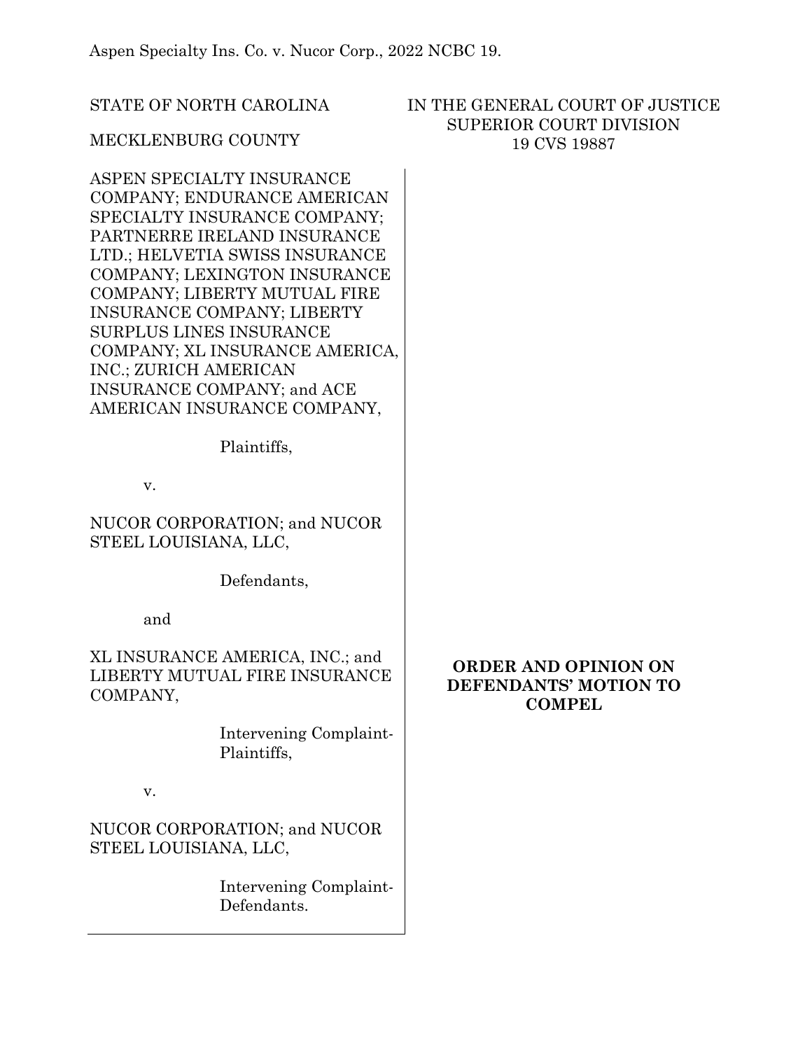Aspen Specialty Ins. Co. v. Nucor Corp., 2022 NCBC 19.

STATE OF NORTH CAROLINA

MECKLENBURG COUNTY

IN THE GENERAL COURT OF JUSTICE
SUPERIOR COURT DIVISION
19 CVS 19887

ASPEN SPECIALTY INSURANCE COMPANY; ENDURANCE AMERICAN SPECIALTY INSURANCE COMPANY; PARTNERRE IRELAND INSURANCE LTD.; HELVETIA SWISS INSURANCE COMPANY; LEXINGTON INSURANCE COMPANY; LIBERTY MUTUAL FIRE INSURANCE COMPANY; LIBERTY SURPLUS LINES INSURANCE COMPANY; XL INSURANCE AMERICA, INC.; ZURICH AMERICAN INSURANCE COMPANY; and ACE AMERICAN INSURANCE COMPANY,

Plaintiffs,

v.

NUCOR CORPORATION; and NUCOR STEEL LOUISIANA, LLC,

Defendants,

and

XL INSURANCE AMERICA, INC.; and LIBERTY MUTUAL FIRE INSURANCE COMPANY,

Intervening Complaint-Plaintiffs,

v.

NUCOR CORPORATION; and NUCOR STEEL LOUISIANA, LLC,

Intervening Complaint-Defendants.

**ORDER AND OPINION ON DEFENDANTS' MOTION TO COMPEL**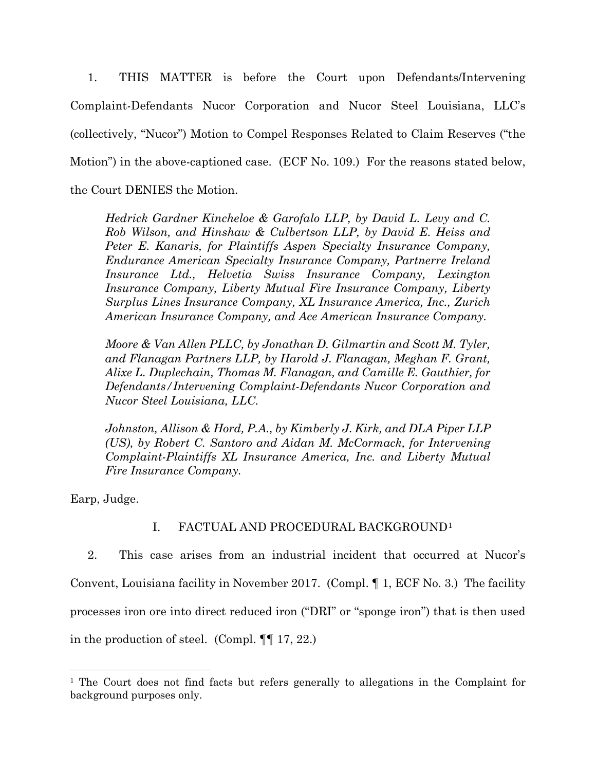1. THIS MATTER is before the Court upon Defendants/Intervening Complaint-Defendants Nucor Corporation and Nucor Steel Louisiana, LLC's (collectively, "Nucor") Motion to Compel Responses Related to Claim Reserves ("the Motion") in the above-captioned case. (ECF No. 109.) For the reasons stated below, the Court DENIES the Motion.

> *Hedrick Gardner Kincheloe & Garofalo LLP, by David L. Levy and C. Rob Wilson, and Hinshaw & Culbertson LLP, by David E. Heiss and Peter E. Kanaris, for Plaintiffs Aspen Specialty Insurance Company, Endurance American Specialty Insurance Company, Partnerre Ireland Insurance Ltd., Helvetia Swiss Insurance Company, Lexington Insurance Company, Liberty Mutual Fire Insurance Company, Liberty Surplus Lines Insurance Company, XL Insurance America, Inc., Zurich American Insurance Company, and Ace American Insurance Company.*
>
> *Moore & Van Allen PLLC, by Jonathan D. Gilmartin and Scott M. Tyler, and Flanagan Partners LLP, by Harold J. Flanagan, Meghan F. Grant, Alixe L. Duplechain, Thomas M. Flanagan, and Camille E. Gauthier, for Defendants/Intervening Complaint-Defendants Nucor Corporation and Nucor Steel Louisiana, LLC.*
>
> *Johnston, Allison & Hord, P.A., by Kimberly J. Kirk, and DLA Piper LLP (US), by Robert C. Santoro and Aidan M. McCormack, for Intervening Complaint-Plaintiffs XL Insurance America, Inc. and Liberty Mutual Fire Insurance Company.*

Earp, Judge.

## I. FACTUAL AND PROCEDURAL BACKGROUND[1]

2. This case arises from an industrial incident that occurred at Nucor's Convent, Louisiana facility in November 2017. (Compl. ¶ 1, ECF No. 3.) The facility processes iron ore into direct reduced iron ("DRI" or "sponge iron") that is then used in the production of steel. (Compl. ¶¶ 17, 22.)

[1] The Court does not find facts but refers generally to allegations in the Complaint for background purposes only.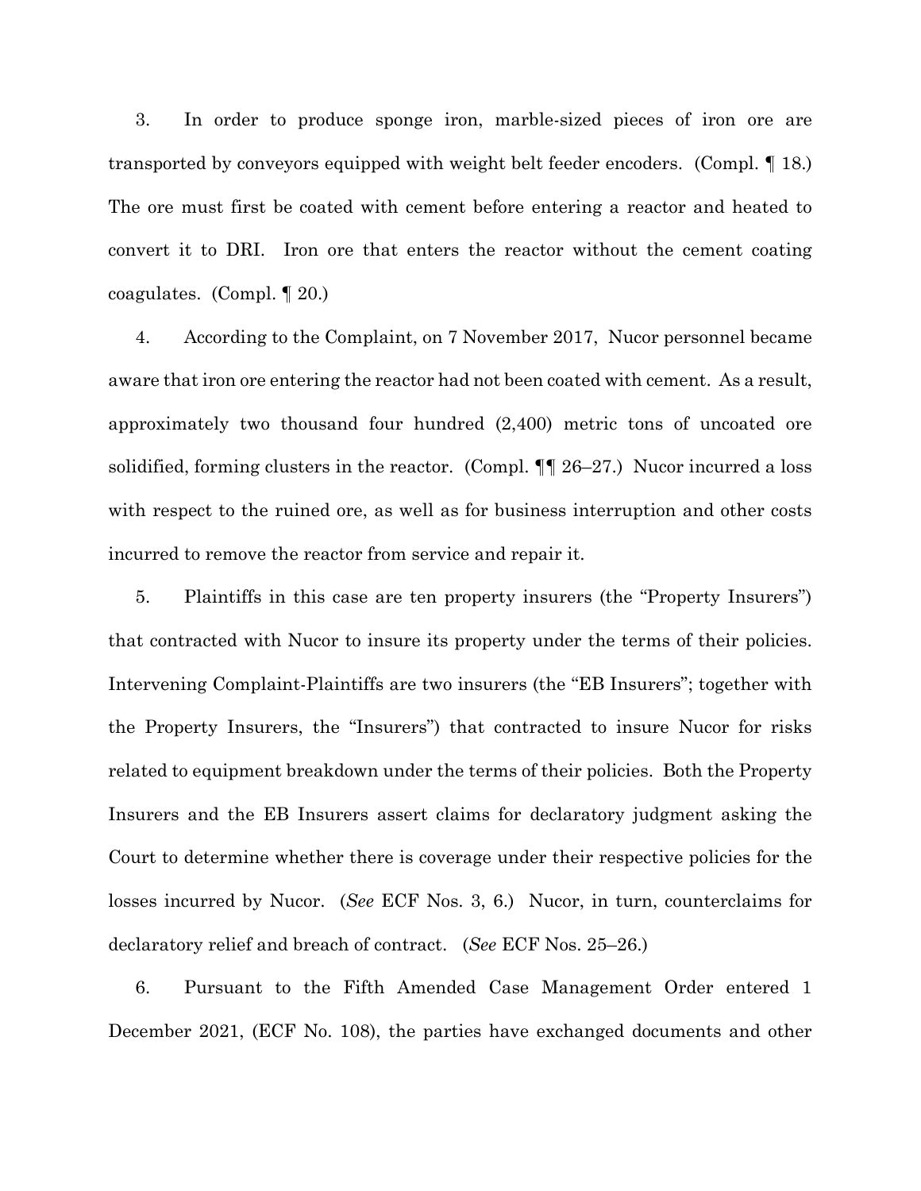3. In order to produce sponge iron, marble-sized pieces of iron ore are transported by conveyors equipped with weight belt feeder encoders. (Compl. ¶ 18.) The ore must first be coated with cement before entering a reactor and heated to convert it to DRI. Iron ore that enters the reactor without the cement coating coagulates. (Compl. ¶ 20.)

4. According to the Complaint, on 7 November 2017, Nucor personnel became aware that iron ore entering the reactor had not been coated with cement. As a result, approximately two thousand four hundred (2,400) metric tons of uncoated ore solidified, forming clusters in the reactor. (Compl. ¶¶ 26–27.) Nucor incurred a loss with respect to the ruined ore, as well as for business interruption and other costs incurred to remove the reactor from service and repair it.

5. Plaintiffs in this case are ten property insurers (the "Property Insurers") that contracted with Nucor to insure its property under the terms of their policies. Intervening Complaint-Plaintiffs are two insurers (the "EB Insurers"; together with the Property Insurers, the "Insurers") that contracted to insure Nucor for risks related to equipment breakdown under the terms of their policies. Both the Property Insurers and the EB Insurers assert claims for declaratory judgment asking the Court to determine whether there is coverage under their respective policies for the losses incurred by Nucor. (*See* ECF Nos. 3, 6.) Nucor, in turn, counterclaims for declaratory relief and breach of contract. (*See* ECF Nos. 25–26.)

6. Pursuant to the Fifth Amended Case Management Order entered 1 December 2021, (ECF No. 108), the parties have exchanged documents and other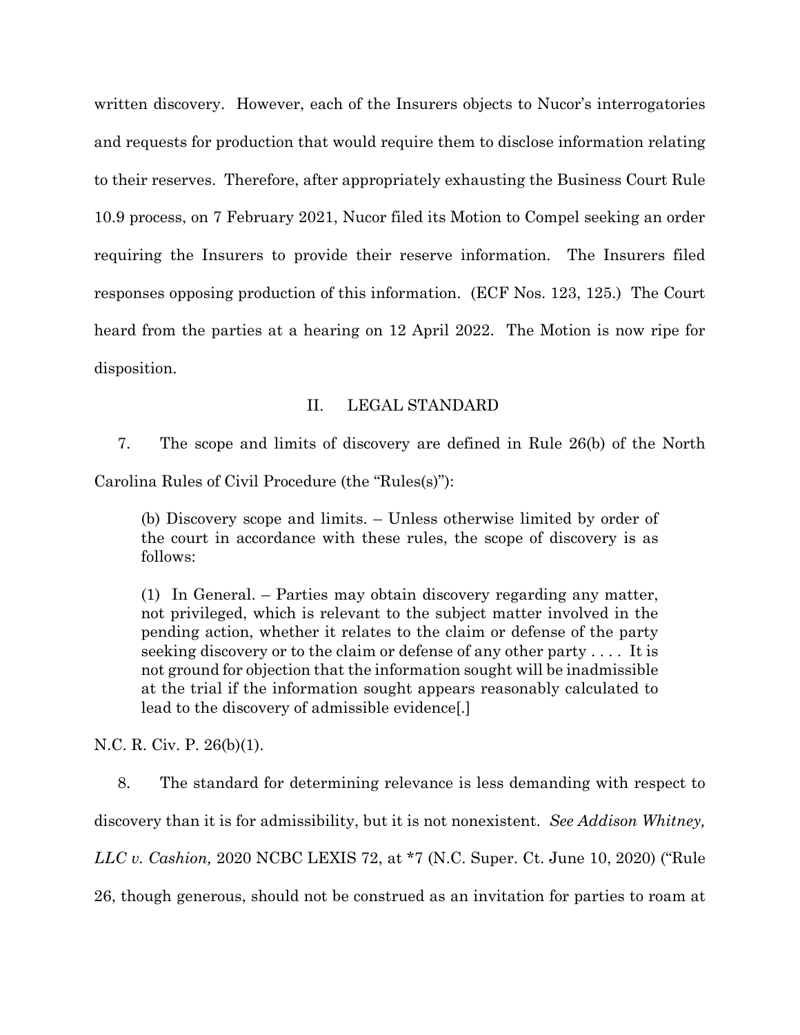written discovery. However, each of the Insurers objects to Nucor's interrogatories and requests for production that would require them to disclose information relating to their reserves. Therefore, after appropriately exhausting the Business Court Rule 10.9 process, on 7 February 2021, Nucor filed its Motion to Compel seeking an order requiring the Insurers to provide their reserve information. The Insurers filed responses opposing production of this information. (ECF Nos. 123, 125.) The Court heard from the parties at a hearing on 12 April 2022. The Motion is now ripe for disposition.

## II. LEGAL STANDARD

7. The scope and limits of discovery are defined in Rule 26(b) of the North Carolina Rules of Civil Procedure (the "Rules(s)"):

> (b) Discovery scope and limits. – Unless otherwise limited by order of the court in accordance with these rules, the scope of discovery is as follows:
>
> (1) In General. – Parties may obtain discovery regarding any matter, not privileged, which is relevant to the subject matter involved in the pending action, whether it relates to the claim or defense of the party seeking discovery or to the claim or defense of any other party . . . . It is not ground for objection that the information sought will be inadmissible at the trial if the information sought appears reasonably calculated to lead to the discovery of admissible evidence[.]

N.C. R. Civ. P. 26(b)(1).

8. The standard for determining relevance is less demanding with respect to discovery than it is for admissibility, but it is not nonexistent. *See Addison Whitney, LLC v. Cashion,* 2020 NCBC LEXIS 72, at *7 (N.C. Super. Ct. June 10, 2020) ("Rule 26, though generous, should not be construed as an invitation for parties to roam at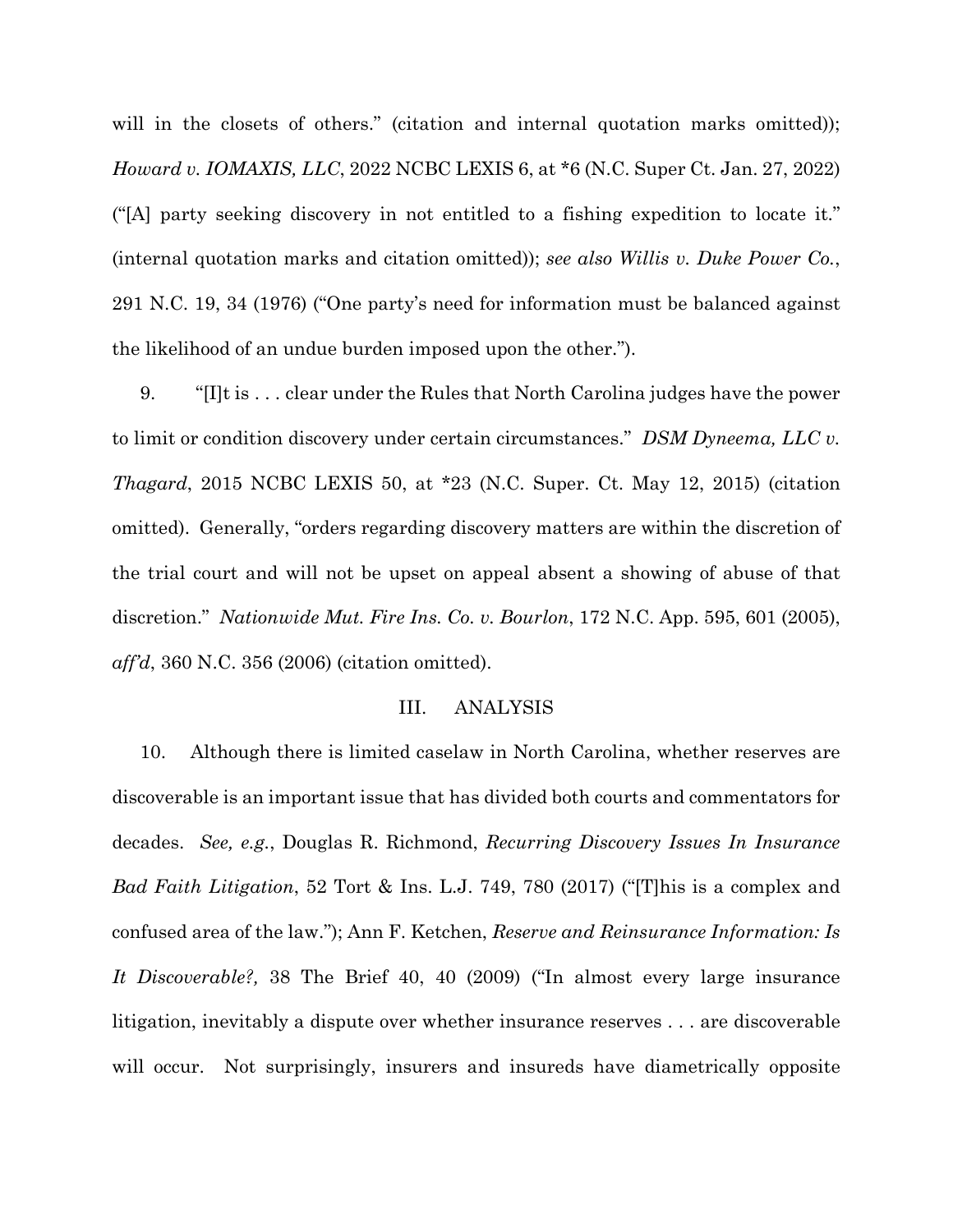will in the closets of others." (citation and internal quotation marks omitted)); *Howard v. IOMAXIS, LLC*, 2022 NCBC LEXIS 6, at *6 (N.C. Super Ct. Jan. 27, 2022) ("[A] party seeking discovery in not entitled to a fishing expedition to locate it." (internal quotation marks and citation omitted)); *see also Willis v. Duke Power Co.*, 291 N.C. 19, 34 (1976) ("One party's need for information must be balanced against the likelihood of an undue burden imposed upon the other.").

9. "[I]t is . . . clear under the Rules that North Carolina judges have the power to limit or condition discovery under certain circumstances." *DSM Dyneema, LLC v. Thagard*, 2015 NCBC LEXIS 50, at *23 (N.C. Super. Ct. May 12, 2015) (citation omitted). Generally, "orders regarding discovery matters are within the discretion of the trial court and will not be upset on appeal absent a showing of abuse of that discretion." *Nationwide Mut. Fire Ins. Co. v. Bourlon*, 172 N.C. App. 595, 601 (2005), *aff'd*, 360 N.C. 356 (2006) (citation omitted).

## III. ANALYSIS

10. Although there is limited caselaw in North Carolina, whether reserves are discoverable is an important issue that has divided both courts and commentators for decades. *See, e.g.*, Douglas R. Richmond, *Recurring Discovery Issues In Insurance Bad Faith Litigation*, 52 Tort & Ins. L.J. 749, 780 (2017) ("[T]his is a complex and confused area of the law."); Ann F. Ketchen, *Reserve and Reinsurance Information: Is It Discoverable?,* 38 The Brief 40, 40 (2009) ("In almost every large insurance litigation, inevitably a dispute over whether insurance reserves . . . are discoverable will occur. Not surprisingly, insurers and insureds have diametrically opposite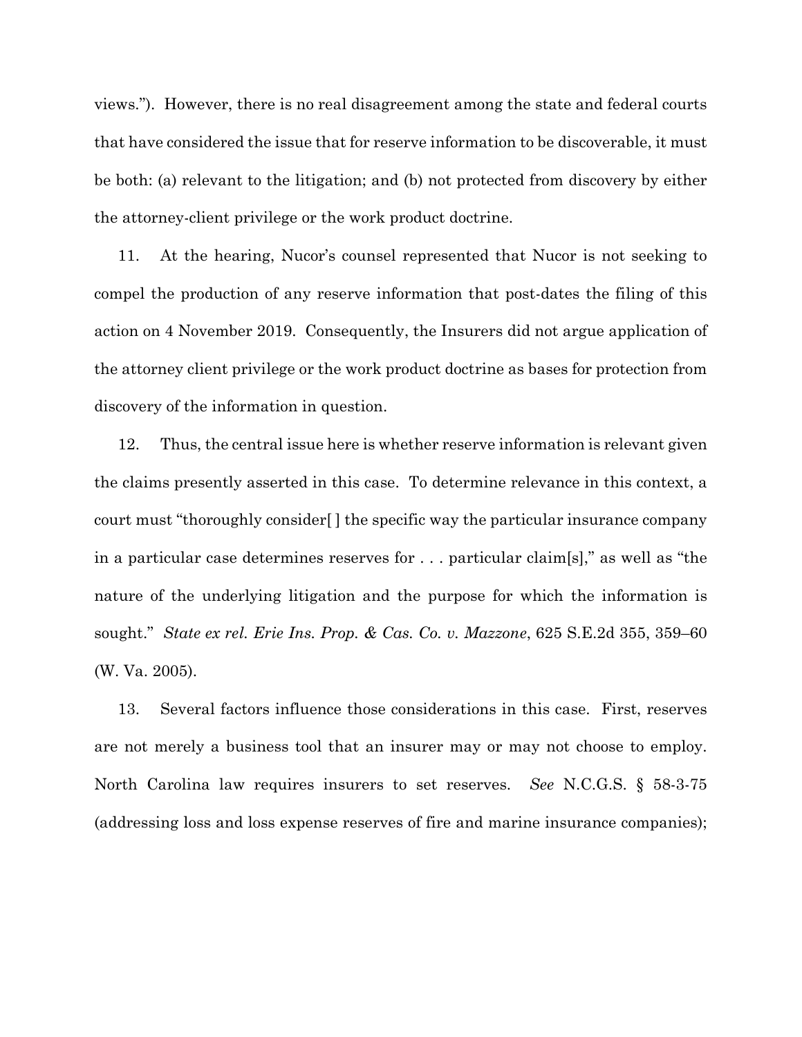views."). However, there is no real disagreement among the state and federal courts that have considered the issue that for reserve information to be discoverable, it must be both: (a) relevant to the litigation; and (b) not protected from discovery by either the attorney-client privilege or the work product doctrine.

11. At the hearing, Nucor's counsel represented that Nucor is not seeking to compel the production of any reserve information that post-dates the filing of this action on 4 November 2019. Consequently, the Insurers did not argue application of the attorney client privilege or the work product doctrine as bases for protection from discovery of the information in question.

12. Thus, the central issue here is whether reserve information is relevant given the claims presently asserted in this case. To determine relevance in this context, a court must "thoroughly consider[ ] the specific way the particular insurance company in a particular case determines reserves for . . . particular claim[s]," as well as "the nature of the underlying litigation and the purpose for which the information is sought." *State ex rel. Erie Ins. Prop. & Cas. Co. v. Mazzone*, 625 S.E.2d 355, 359–60 (W. Va. 2005).

13. Several factors influence those considerations in this case. First, reserves are not merely a business tool that an insurer may or may not choose to employ. North Carolina law requires insurers to set reserves. *See* N.C.G.S. § 58-3-75 (addressing loss and loss expense reserves of fire and marine insurance companies);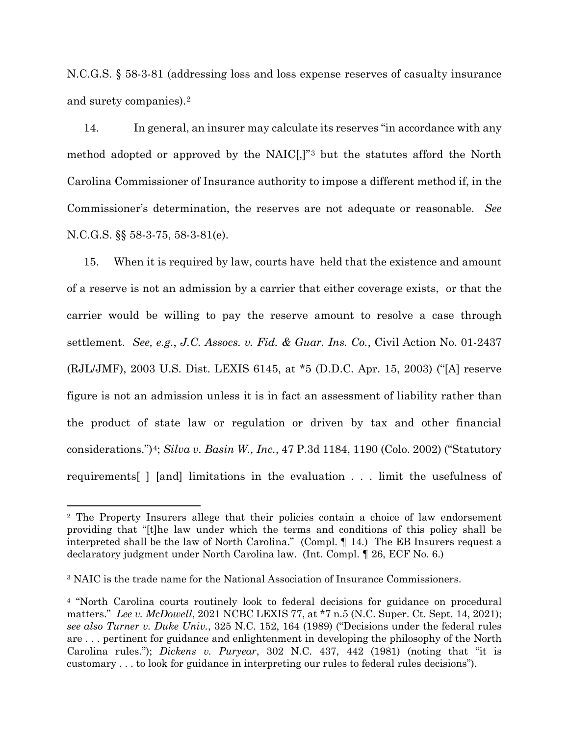N.C.G.S. § 58-3-81 (addressing loss and loss expense reserves of casualty insurance and surety companies).[2]

14. In general, an insurer may calculate its reserves "in accordance with any method adopted or approved by the NAIC[,]"[3] but the statutes afford the North Carolina Commissioner of Insurance authority to impose a different method if, in the Commissioner's determination, the reserves are not adequate or reasonable. *See* N.C.G.S. §§ 58-3-75, 58-3-81(e).

15. When it is required by law, courts have held that the existence and amount of a reserve is not an admission by a carrier that either coverage exists, or that the carrier would be willing to pay the reserve amount to resolve a case through settlement. *See, e.g.*, *J.C. Assocs. v. Fid. & Guar. Ins. Co.*, Civil Action No. 01-2437 (RJL/JMF), 2003 U.S. Dist. LEXIS 6145, at *5 (D.D.C. Apr. 15, 2003) ("[A] reserve figure is not an admission unless it is in fact an assessment of liability rather than the product of state law or regulation or driven by tax and other financial considerations.")[4]; *Silva v. Basin W., Inc.*, 47 P.3d 1184, 1190 (Colo. 2002) ("Statutory requirements[ ] [and] limitations in the evaluation . . . limit the usefulness of

---

[2] The Property Insurers allege that their policies contain a choice of law endorsement providing that "[t]he law under which the terms and conditions of this policy shall be interpreted shall be the law of North Carolina." (Compl. ¶ 14.) The EB Insurers request a declaratory judgment under North Carolina law. (Int. Compl. ¶ 26, ECF No. 6.)

[3] NAIC is the trade name for the National Association of Insurance Commissioners.

[4] "North Carolina courts routinely look to federal decisions for guidance on procedural matters." *Lee v. McDowell*, 2021 NCBC LEXIS 77, at *7 n.5 (N.C. Super. Ct. Sept. 14, 2021); *see also Turner v. Duke Univ.*, 325 N.C. 152, 164 (1989) ("Decisions under the federal rules are . . . pertinent for guidance and enlightenment in developing the philosophy of the North Carolina rules."); *Dickens v. Puryear*, 302 N.C. 437, 442 (1981) (noting that "it is customary . . . to look for guidance in interpreting our rules to federal rules decisions").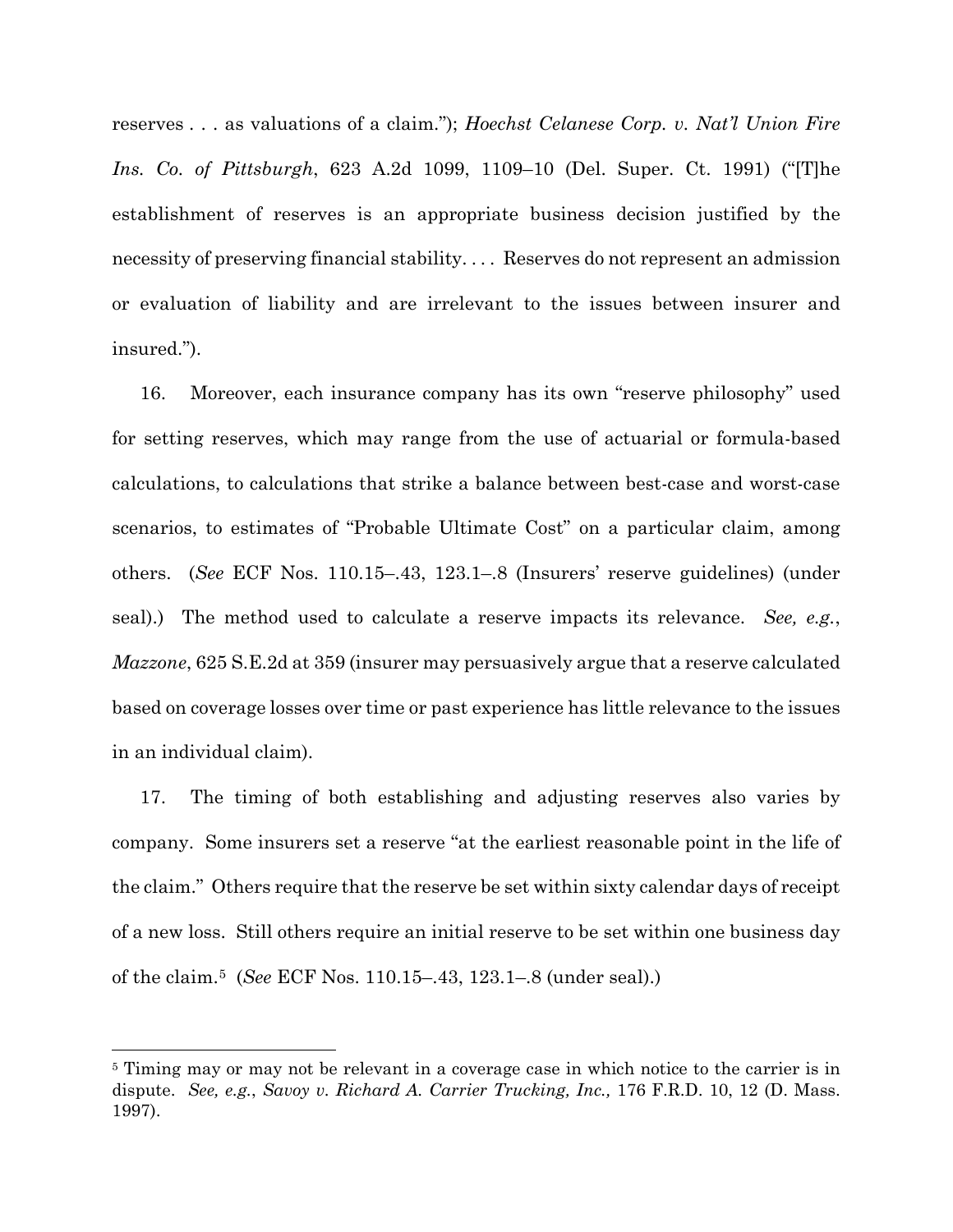reserves . . . as valuations of a claim."); *Hoechst Celanese Corp. v. Nat'l Union Fire Ins. Co. of Pittsburgh*, 623 A.2d 1099, 1109–10 (Del. Super. Ct. 1991) ("[T]he establishment of reserves is an appropriate business decision justified by the necessity of preserving financial stability. . . . Reserves do not represent an admission or evaluation of liability and are irrelevant to the issues between insurer and insured.").

16. Moreover, each insurance company has its own "reserve philosophy" used for setting reserves, which may range from the use of actuarial or formula-based calculations, to calculations that strike a balance between best-case and worst-case scenarios, to estimates of "Probable Ultimate Cost" on a particular claim, among others. (*See* ECF Nos. 110.15–.43, 123.1–.8 (Insurers' reserve guidelines) (under seal).) The method used to calculate a reserve impacts its relevance. *See, e.g.*, *Mazzone*, 625 S.E.2d at 359 (insurer may persuasively argue that a reserve calculated based on coverage losses over time or past experience has little relevance to the issues in an individual claim).

17. The timing of both establishing and adjusting reserves also varies by company. Some insurers set a reserve "at the earliest reasonable point in the life of the claim." Others require that the reserve be set within sixty calendar days of receipt of a new loss. Still others require an initial reserve to be set within one business day of the claim.[5] (*See* ECF Nos. 110.15–.43, 123.1–.8 (under seal).)

---

[5] Timing may or may not be relevant in a coverage case in which notice to the carrier is in dispute. *See, e.g.*, *Savoy v. Richard A. Carrier Trucking, Inc.,* 176 F.R.D. 10, 12 (D. Mass. 1997).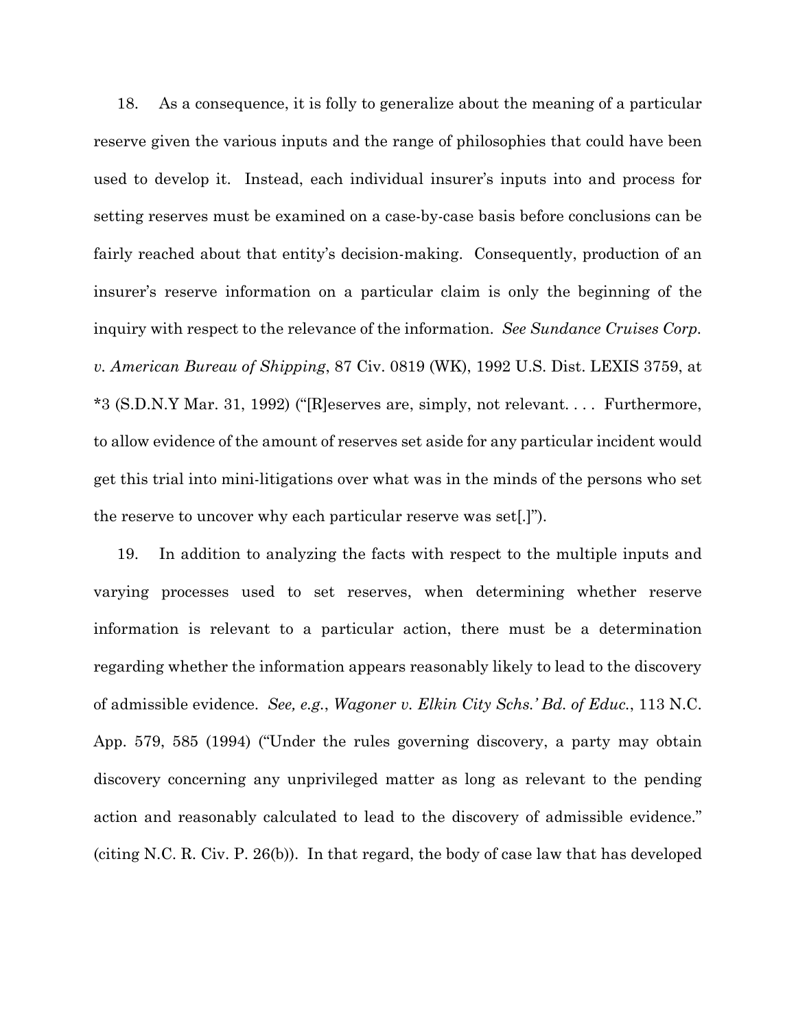18. As a consequence, it is folly to generalize about the meaning of a particular reserve given the various inputs and the range of philosophies that could have been used to develop it. Instead, each individual insurer's inputs into and process for setting reserves must be examined on a case-by-case basis before conclusions can be fairly reached about that entity's decision-making. Consequently, production of an insurer's reserve information on a particular claim is only the beginning of the inquiry with respect to the relevance of the information. *See Sundance Cruises Corp. v. American Bureau of Shipping*, 87 Civ. 0819 (WK), 1992 U.S. Dist. LEXIS 3759, at *3 (S.D.N.Y Mar. 31, 1992) ("[R]eserves are, simply, not relevant. . . . Furthermore, to allow evidence of the amount of reserves set aside for any particular incident would get this trial into mini-litigations over what was in the minds of the persons who set the reserve to uncover why each particular reserve was set[.]").

19. In addition to analyzing the facts with respect to the multiple inputs and varying processes used to set reserves, when determining whether reserve information is relevant to a particular action, there must be a determination regarding whether the information appears reasonably likely to lead to the discovery of admissible evidence. *See, e.g.*, *Wagoner v. Elkin City Schs.' Bd. of Educ.*, 113 N.C. App. 579, 585 (1994) ("Under the rules governing discovery, a party may obtain discovery concerning any unprivileged matter as long as relevant to the pending action and reasonably calculated to lead to the discovery of admissible evidence." (citing N.C. R. Civ. P. 26(b)). In that regard, the body of case law that has developed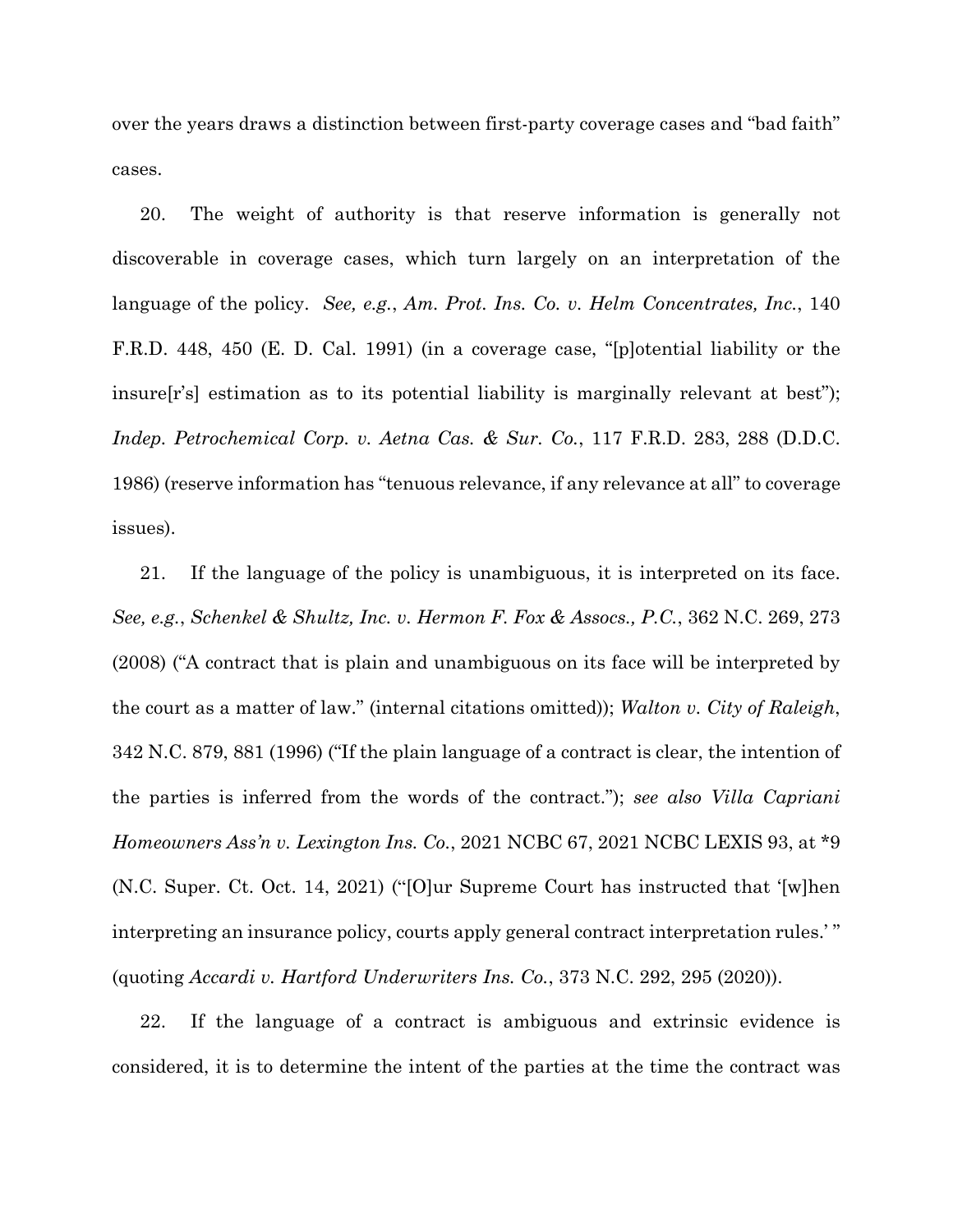over the years draws a distinction between first-party coverage cases and "bad faith" cases.

20. The weight of authority is that reserve information is generally not discoverable in coverage cases, which turn largely on an interpretation of the language of the policy. *See, e.g.*, *Am. Prot. Ins. Co. v. Helm Concentrates, Inc.*, 140 F.R.D. 448, 450 (E. D. Cal. 1991) (in a coverage case, "[p]otential liability or the insure[r's] estimation as to its potential liability is marginally relevant at best"); *Indep. Petrochemical Corp. v. Aetna Cas. & Sur. Co.*, 117 F.R.D. 283, 288 (D.D.C. 1986) (reserve information has "tenuous relevance, if any relevance at all" to coverage issues).

21. If the language of the policy is unambiguous, it is interpreted on its face. *See, e.g.*, *Schenkel & Shultz, Inc. v. Hermon F. Fox & Assocs., P.C.*, 362 N.C. 269, 273 (2008) ("A contract that is plain and unambiguous on its face will be interpreted by the court as a matter of law." (internal citations omitted)); *Walton v. City of Raleigh*, 342 N.C. 879, 881 (1996) ("If the plain language of a contract is clear, the intention of the parties is inferred from the words of the contract."); *see also Villa Capriani Homeowners Ass'n v. Lexington Ins. Co.*, 2021 NCBC 67, 2021 NCBC LEXIS 93, at *9 (N.C. Super. Ct. Oct. 14, 2021) ("[O]ur Supreme Court has instructed that '[w]hen interpreting an insurance policy, courts apply general contract interpretation rules.' " (quoting *Accardi v. Hartford Underwriters Ins. Co.*, 373 N.C. 292, 295 (2020)).

22. If the language of a contract is ambiguous and extrinsic evidence is considered, it is to determine the intent of the parties at the time the contract was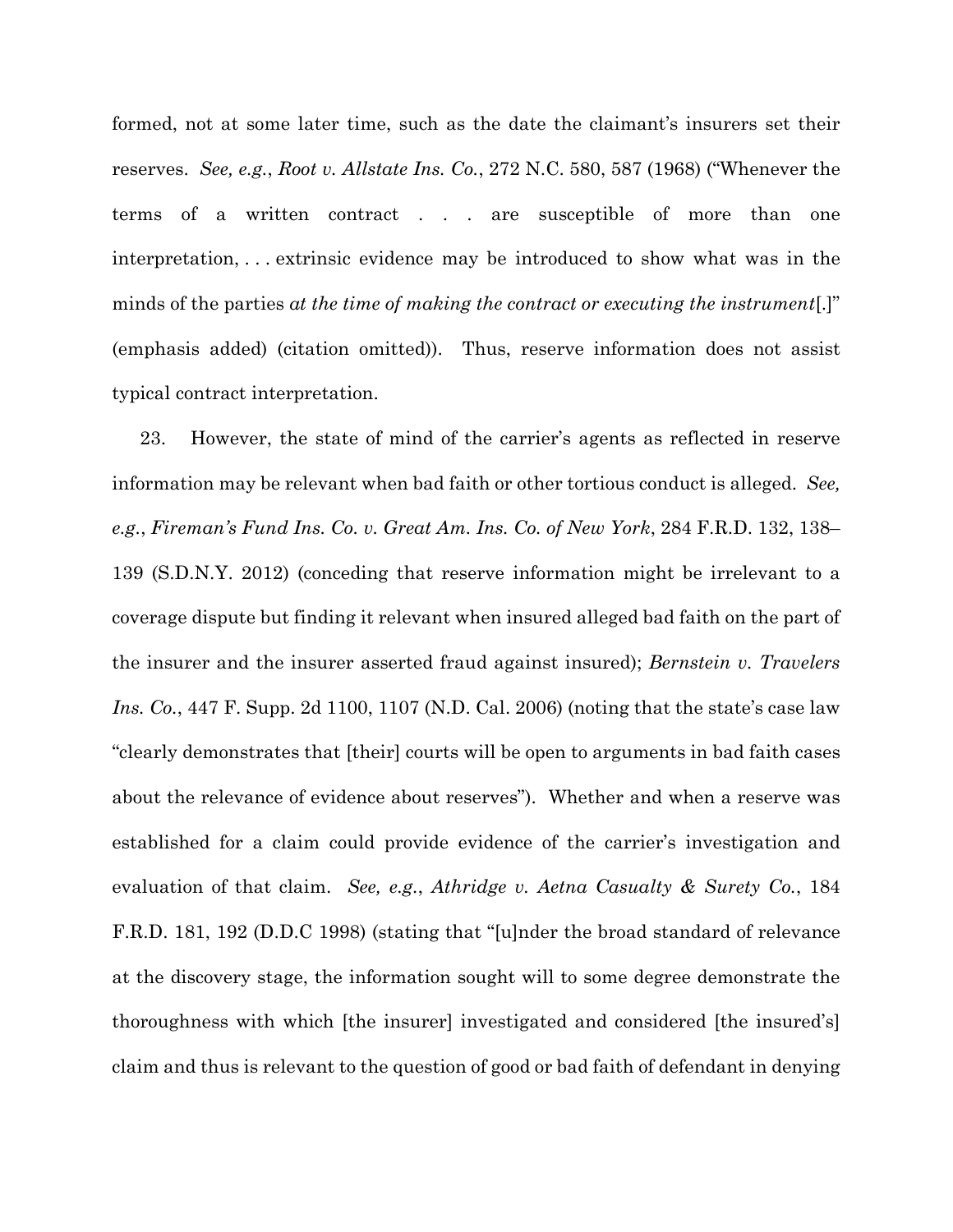formed, not at some later time, such as the date the claimant's insurers set their reserves. *See, e.g.*, *Root v. Allstate Ins. Co.*, 272 N.C. 580, 587 (1968) ("Whenever the terms of a written contract . . . are susceptible of more than one interpretation, . . . extrinsic evidence may be introduced to show what was in the minds of the parties *at the time of making the contract or executing the instrument*[.]" (emphasis added) (citation omitted)). Thus, reserve information does not assist typical contract interpretation.

23. However, the state of mind of the carrier's agents as reflected in reserve information may be relevant when bad faith or other tortious conduct is alleged. *See, e.g.*, *Fireman's Fund Ins. Co. v. Great Am. Ins. Co. of New York*, 284 F.R.D. 132, 138–139 (S.D.N.Y. 2012) (conceding that reserve information might be irrelevant to a coverage dispute but finding it relevant when insured alleged bad faith on the part of the insurer and the insurer asserted fraud against insured); *Bernstein v. Travelers Ins. Co.*, 447 F. Supp. 2d 1100, 1107 (N.D. Cal. 2006) (noting that the state's case law "clearly demonstrates that [their] courts will be open to arguments in bad faith cases about the relevance of evidence about reserves"). Whether and when a reserve was established for a claim could provide evidence of the carrier's investigation and evaluation of that claim. *See, e.g.*, *Athridge v. Aetna Casualty & Surety Co.*, 184 F.R.D. 181, 192 (D.D.C 1998) (stating that "[u]nder the broad standard of relevance at the discovery stage, the information sought will to some degree demonstrate the thoroughness with which [the insurer] investigated and considered [the insured's] claim and thus is relevant to the question of good or bad faith of defendant in denying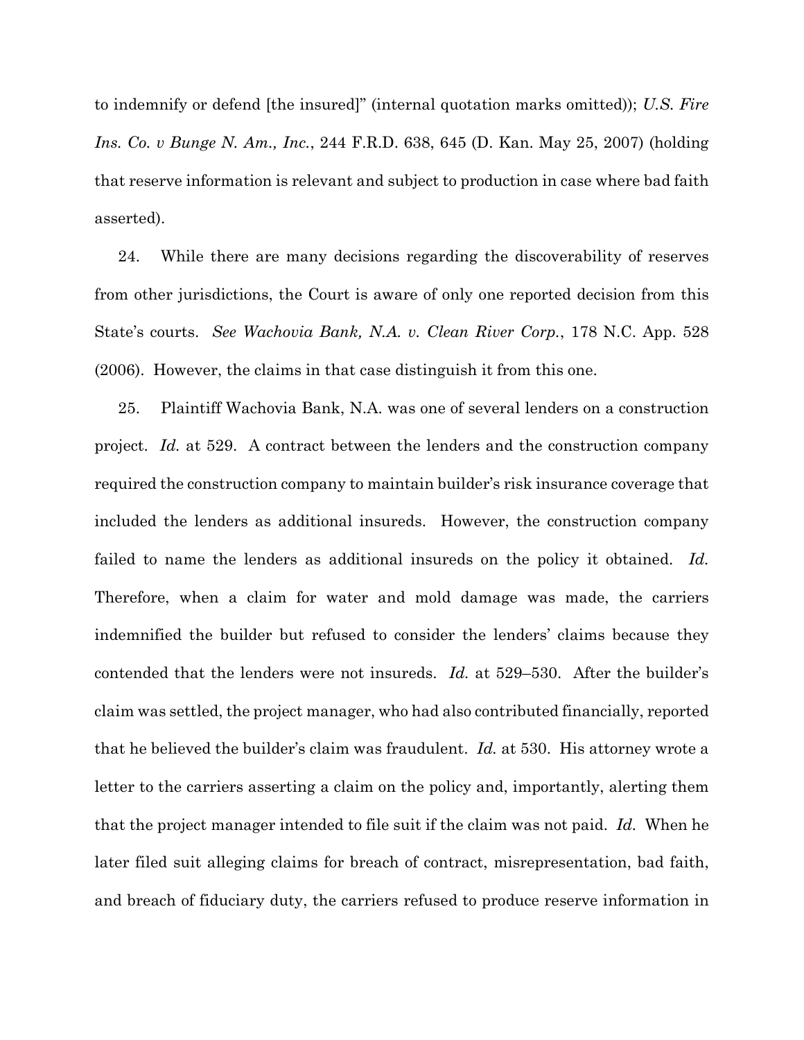to indemnify or defend [the insured]" (internal quotation marks omitted)); *U.S. Fire Ins. Co. v Bunge N. Am., Inc.*, 244 F.R.D. 638, 645 (D. Kan. May 25, 2007) (holding that reserve information is relevant and subject to production in case where bad faith asserted).

24. While there are many decisions regarding the discoverability of reserves from other jurisdictions, the Court is aware of only one reported decision from this State's courts. *See Wachovia Bank, N.A. v. Clean River Corp.*, 178 N.C. App. 528 (2006). However, the claims in that case distinguish it from this one.

25. Plaintiff Wachovia Bank, N.A. was one of several lenders on a construction project. *Id.* at 529. A contract between the lenders and the construction company required the construction company to maintain builder's risk insurance coverage that included the lenders as additional insureds. However, the construction company failed to name the lenders as additional insureds on the policy it obtained. *Id.* Therefore, when a claim for water and mold damage was made, the carriers indemnified the builder but refused to consider the lenders' claims because they contended that the lenders were not insureds. *Id.* at 529–530. After the builder's claim was settled, the project manager, who had also contributed financially, reported that he believed the builder's claim was fraudulent. *Id.* at 530. His attorney wrote a letter to the carriers asserting a claim on the policy and, importantly, alerting them that the project manager intended to file suit if the claim was not paid. *Id.* When he later filed suit alleging claims for breach of contract, misrepresentation, bad faith, and breach of fiduciary duty, the carriers refused to produce reserve information in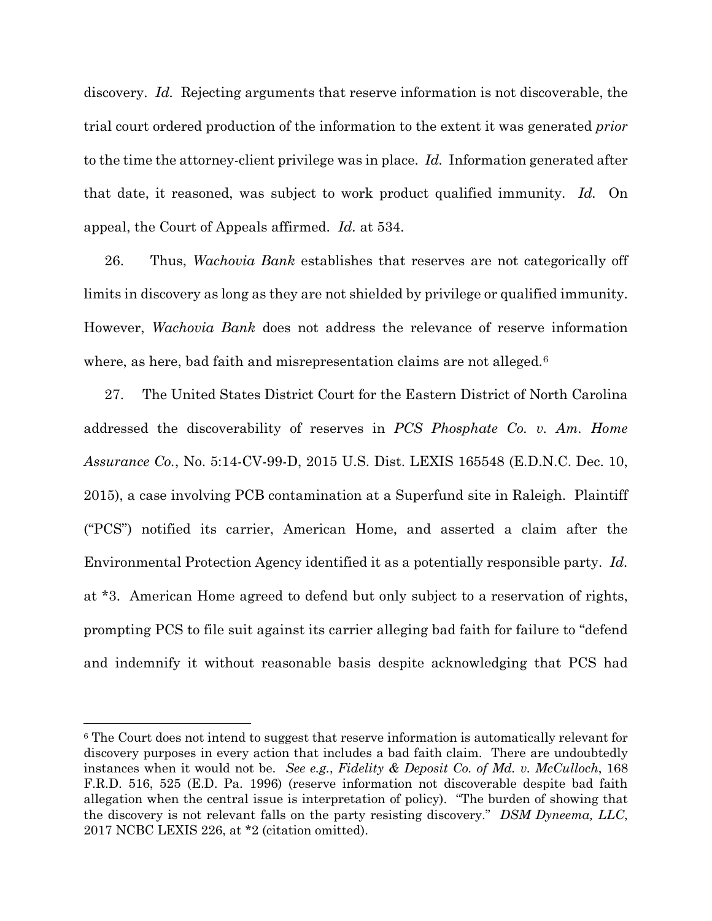discovery. *Id.* Rejecting arguments that reserve information is not discoverable, the trial court ordered production of the information to the extent it was generated *prior* to the time the attorney-client privilege was in place. *Id.* Information generated after that date, it reasoned, was subject to work product qualified immunity. *Id.* On appeal, the Court of Appeals affirmed. *Id.* at 534.

26. Thus, *Wachovia Bank* establishes that reserves are not categorically off limits in discovery as long as they are not shielded by privilege or qualified immunity. However, *Wachovia Bank* does not address the relevance of reserve information where, as here, bad faith and misrepresentation claims are not alleged.[6]

27. The United States District Court for the Eastern District of North Carolina addressed the discoverability of reserves in *PCS Phosphate Co. v. Am. Home Assurance Co.*, No. 5:14-CV-99-D, 2015 U.S. Dist. LEXIS 165548 (E.D.N.C. Dec. 10, 2015), a case involving PCB contamination at a Superfund site in Raleigh. Plaintiff ("PCS") notified its carrier, American Home, and asserted a claim after the Environmental Protection Agency identified it as a potentially responsible party. *Id.* at \*3. American Home agreed to defend but only subject to a reservation of rights, prompting PCS to file suit against its carrier alleging bad faith for failure to "defend and indemnify it without reasonable basis despite acknowledging that PCS had

---

[6] The Court does not intend to suggest that reserve information is automatically relevant for discovery purposes in every action that includes a bad faith claim. There are undoubtedly instances when it would not be. *See e.g.*, *Fidelity & Deposit Co. of Md. v. McCulloch*, 168 F.R.D. 516, 525 (E.D. Pa. 1996) (reserve information not discoverable despite bad faith allegation when the central issue is interpretation of policy). "The burden of showing that the discovery is not relevant falls on the party resisting discovery." *DSM Dyneema, LLC*, 2017 NCBC LEXIS 226, at \*2 (citation omitted).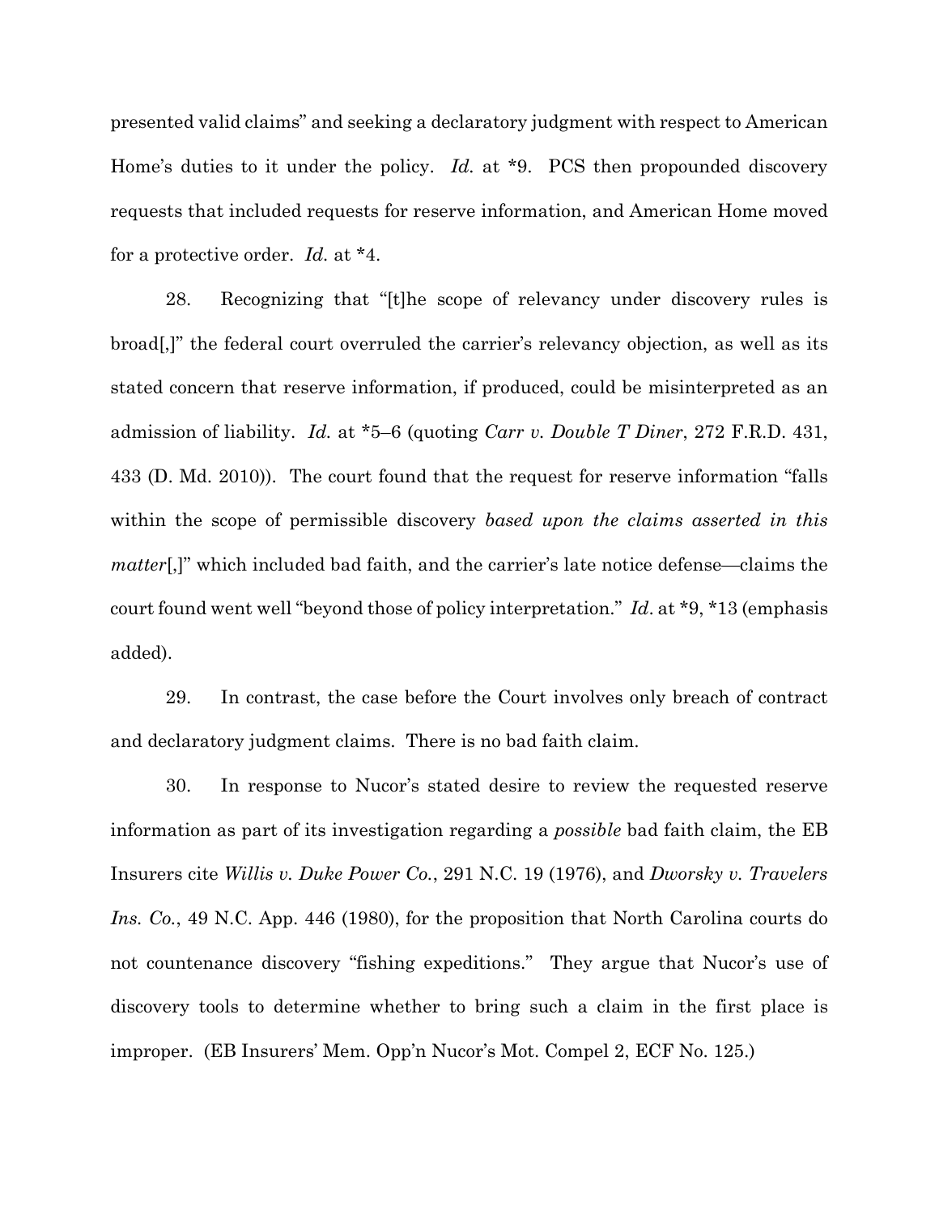presented valid claims" and seeking a declaratory judgment with respect to American Home's duties to it under the policy. *Id.* at *9. PCS then propounded discovery requests that included requests for reserve information, and American Home moved for a protective order. *Id.* at *4.

28. Recognizing that "[t]he scope of relevancy under discovery rules is broad[,]" the federal court overruled the carrier's relevancy objection, as well as its stated concern that reserve information, if produced, could be misinterpreted as an admission of liability. *Id.* at *5–6 (quoting *Carr v. Double T Diner*, 272 F.R.D. 431, 433 (D. Md. 2010)). The court found that the request for reserve information "falls within the scope of permissible discovery *based upon the claims asserted in this matter*[,]" which included bad faith, and the carrier's late notice defense—claims the court found went well "beyond those of policy interpretation." *Id*. at *9, *13 (emphasis added).

29. In contrast, the case before the Court involves only breach of contract and declaratory judgment claims. There is no bad faith claim.

30. In response to Nucor's stated desire to review the requested reserve information as part of its investigation regarding a *possible* bad faith claim, the EB Insurers cite *Willis v. Duke Power Co.*, 291 N.C. 19 (1976), and *Dworsky v. Travelers Ins. Co.*, 49 N.C. App. 446 (1980), for the proposition that North Carolina courts do not countenance discovery "fishing expeditions." They argue that Nucor's use of discovery tools to determine whether to bring such a claim in the first place is improper. (EB Insurers' Mem. Opp'n Nucor's Mot. Compel 2, ECF No. 125.)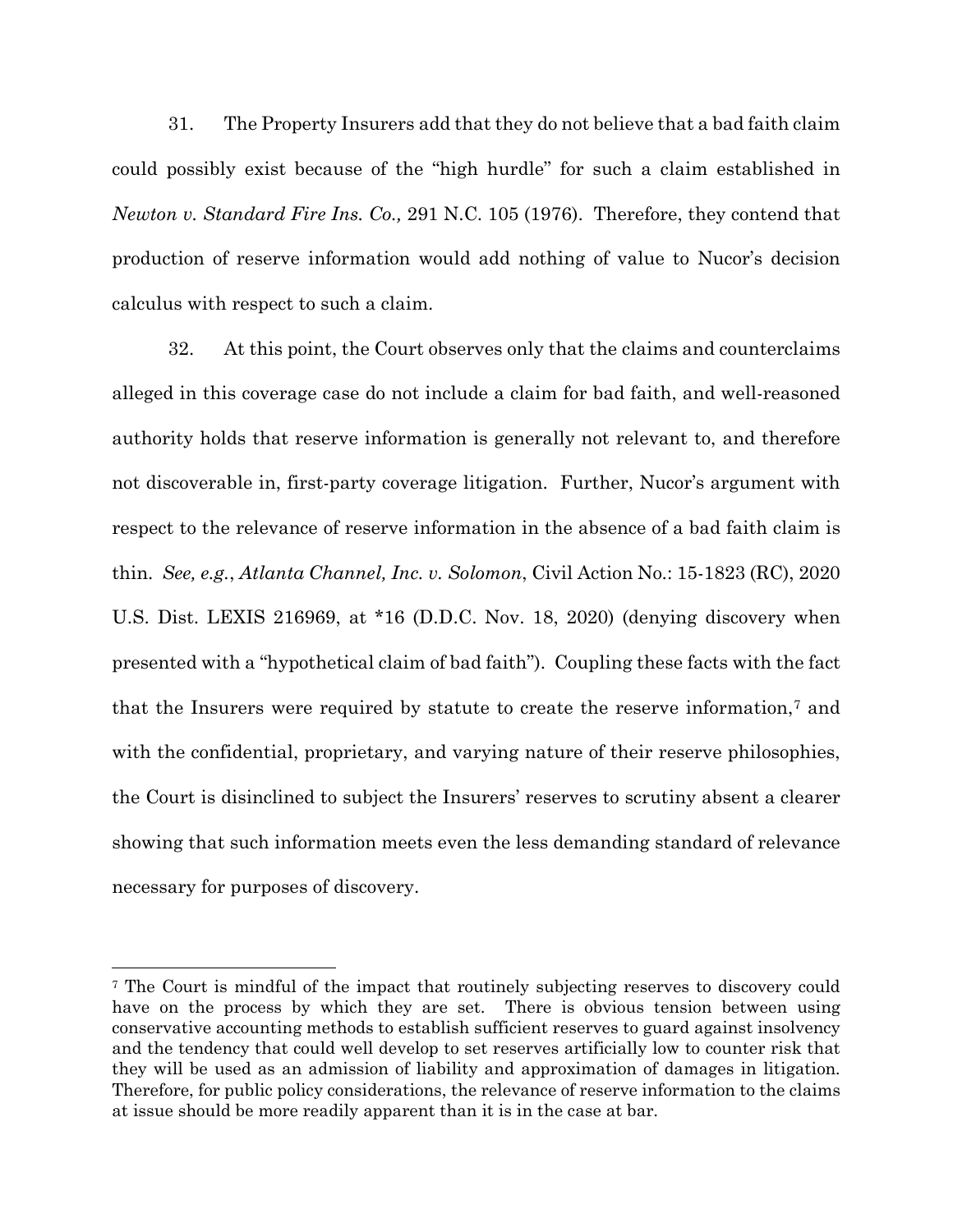31. The Property Insurers add that they do not believe that a bad faith claim could possibly exist because of the "high hurdle" for such a claim established in *Newton v. Standard Fire Ins. Co.,* 291 N.C. 105 (1976). Therefore, they contend that production of reserve information would add nothing of value to Nucor's decision calculus with respect to such a claim.

32. At this point, the Court observes only that the claims and counterclaims alleged in this coverage case do not include a claim for bad faith, and well-reasoned authority holds that reserve information is generally not relevant to, and therefore not discoverable in, first-party coverage litigation. Further, Nucor's argument with respect to the relevance of reserve information in the absence of a bad faith claim is thin. *See, e.g.*, *Atlanta Channel, Inc. v. Solomon*, Civil Action No.: 15-1823 (RC), 2020 U.S. Dist. LEXIS 216969, at *16 (D.D.C. Nov. 18, 2020) (denying discovery when presented with a "hypothetical claim of bad faith"). Coupling these facts with the fact that the Insurers were required by statute to create the reserve information,[7] and with the confidential, proprietary, and varying nature of their reserve philosophies, the Court is disinclined to subject the Insurers' reserves to scrutiny absent a clearer showing that such information meets even the less demanding standard of relevance necessary for purposes of discovery.

---

[7] The Court is mindful of the impact that routinely subjecting reserves to discovery could have on the process by which they are set. There is obvious tension between using conservative accounting methods to establish sufficient reserves to guard against insolvency and the tendency that could well develop to set reserves artificially low to counter risk that they will be used as an admission of liability and approximation of damages in litigation. Therefore, for public policy considerations, the relevance of reserve information to the claims at issue should be more readily apparent than it is in the case at bar.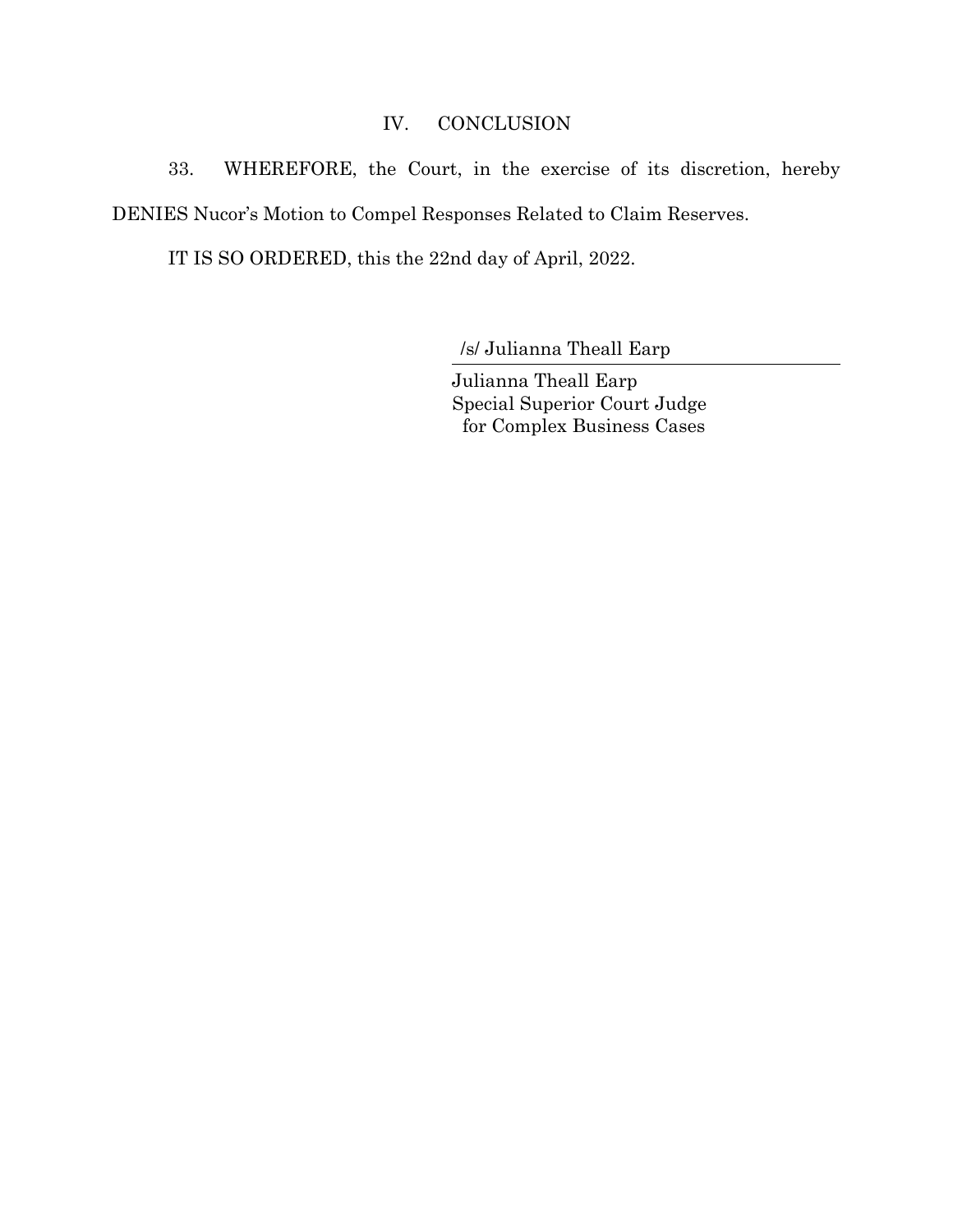## IV. CONCLUSION

33. WHEREFORE, the Court, in the exercise of its discretion, hereby DENIES Nucor's Motion to Compel Responses Related to Claim Reserves.

IT IS SO ORDERED, this the 22nd day of April, 2022.

/s/ Julianna Theall Earp

Julianna Theall Earp
Special Superior Court Judge
for Complex Business Cases